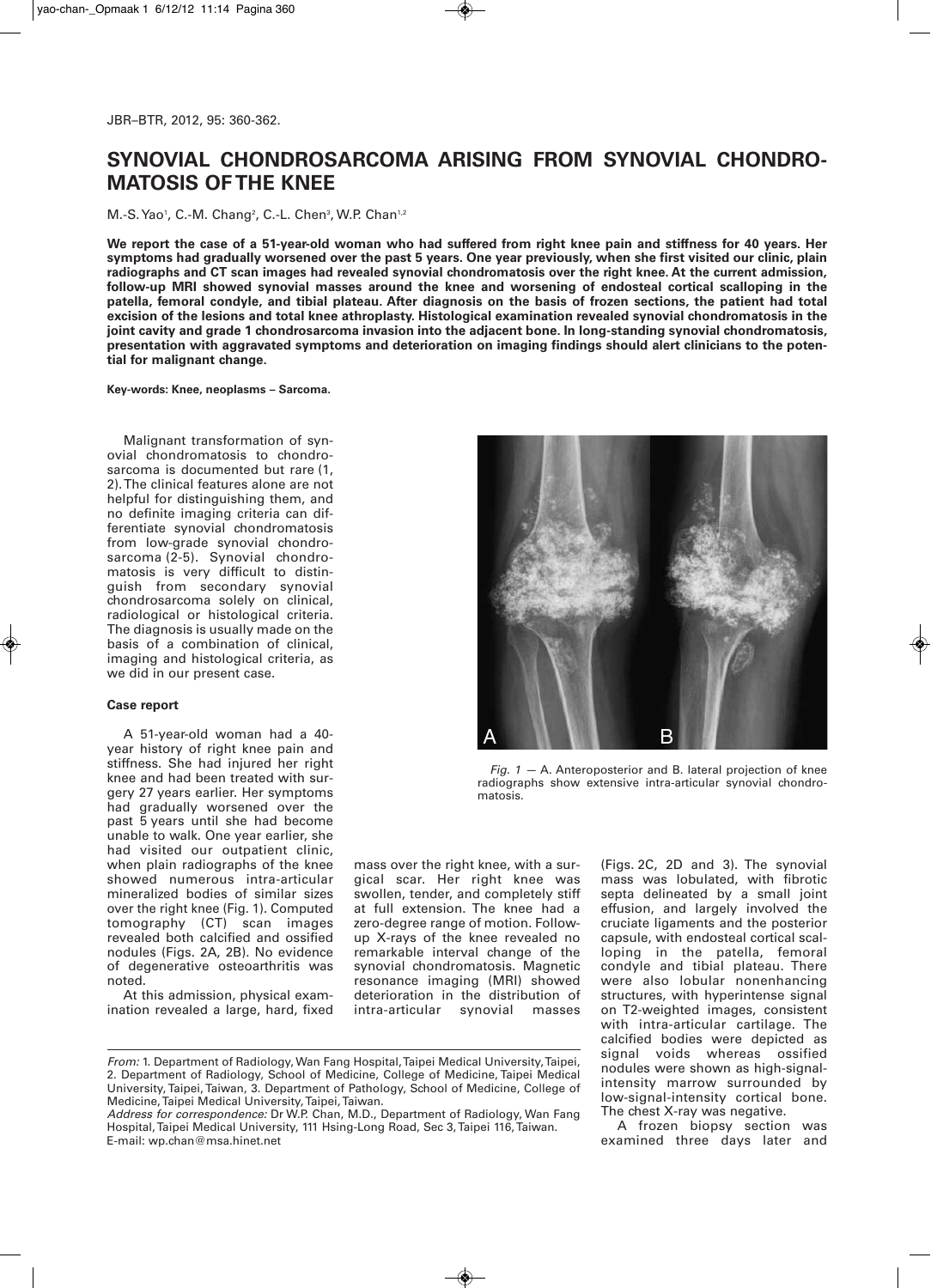# SYNOVIAL CHONDROSARCOMA ARISING FROM SYNOVIAL CHONDROMATOSIS OF THE KNEE

M.-S. Yao[1], C.-M. Chang[2], C.-L. Chen[3], W.P. Chan[1,2]

**We report the case of a 51-year-old woman who had suffered from right knee pain and stiffness for 40 years. Her symptoms had gradually worsened over the past 5 years. One year previously, when she first visited our clinic, plain radiographs and CT scan images had revealed synovial chondromatosis over the right knee. At the current admission, follow-up MRI showed synovial masses around the knee and worsening of endosteal cortical scalloping in the patella, femoral condyle, and tibial plateau. After diagnosis on the basis of frozen sections, the patient had total excision of the lesions and total knee athroplasty. Histological examination revealed synovial chondromatosis in the joint cavity and grade 1 chondrosarcoma invasion into the adjacent bone. In long-standing synovial chondromatosis, presentation with aggravated symptoms and deterioration on imaging findings should alert clinicians to the potential for malignant change.**

**Key-words: Knee, neoplasms – Sarcoma.**

Malignant transformation of synovial chondromatosis to chondrosarcoma is documented but rare (1, 2). The clinical features alone are not helpful for distinguishing them, and no definite imaging criteria can differentiate synovial chondromatosis from low-grade synovial chondrosarcoma (2-5). Synovial chondromatosis is very difficult to distinguish from secondary synovial chondrosarcoma solely on clinical, radiological or histological criteria. The diagnosis is usually made on the basis of a combination of clinical, imaging and histological criteria, as we did in our present case.

### Case report

A 51-year-old woman had a 40-year history of right knee pain and stiffness. She had injured her right knee and had been treated with surgery 27 years earlier. Her symptoms had gradually worsened over the past 5 years until she had become unable to walk. One year earlier, she had visited our outpatient clinic, when plain radiographs of the knee showed numerous intra-articular mineralized bodies of similar sizes over the right knee (Fig. 1). Computed tomography (CT) scan images revealed both calcified and ossified nodules (Figs. 2A, 2B). No evidence of degenerative osteoarthritis was noted.

At this admission, physical examination revealed a large, hard, fixed mass over the right knee, with a surgical scar. Her right knee was swollen, tender, and completely stiff at full extension. The knee had a zero-degree range of motion. Follow-up X-rays of the knee revealed no remarkable interval change of the synovial chondromatosis. Magnetic resonance imaging (MRI) showed deterioration in the distribution of intra-articular synovial masses (Figs. 2C, 2D and 3). The synovial mass was lobulated, with fibrotic septa delineated by a small joint effusion, and largely involved the cruciate ligaments and the posterior capsule, with endosteal cortical scalloping in the patella, femoral condyle and tibial plateau. There were also lobular nonenhancing structures, with hyperintense signal on T2-weighted images, consistent with intra-articular cartilage. The calcified bodies were depicted as signal voids whereas ossified nodules were shown as high-signal-intensity marrow surrounded by low-signal-intensity cortical bone. The chest X-ray was negative.

A frozen biopsy section was examined three days later and

*Fig. 1* — A. Anteroposterior and B. lateral projection of knee radiographs show extensive intra-articular synovial chondromatosis.

*From:* 1. Department of Radiology, Wan Fang Hospital, Taipei Medical University, Taipei, 2. Department of Radiology, School of Medicine, College of Medicine, Taipei Medical University, Taipei, Taiwan, 3. Department of Pathology, School of Medicine, College of Medicine, Taipei Medical University, Taipei, Taiwan.
*Address for correspondence:* Dr W.P. Chan, M.D., Department of Radiology, Wan Fang Hospital, Taipei Medical University, 111 Hsing-Long Road, Sec 3, Taipei 116, Taiwan.
E-mail: wp.chan@msa.hinet.net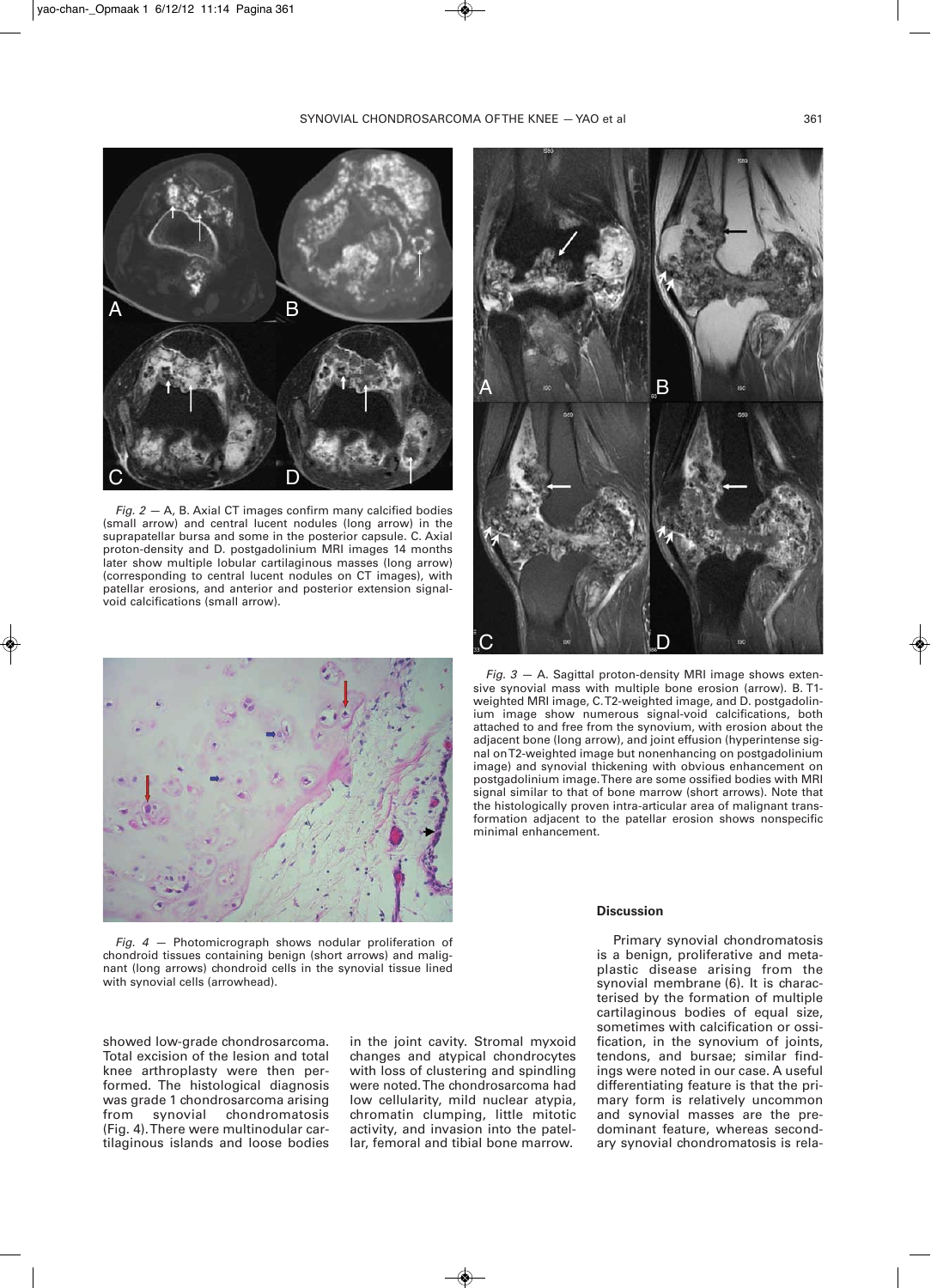*Fig. 2* — A, B. Axial CT images confirm many calcified bodies (small arrow) and central lucent nodules (long arrow) in the suprapatellar bursa and some in the posterior capsule. C. Axial proton-density and D. postgadolinium MRI images 14 months later show multiple lobular cartilaginous masses (long arrow) (corresponding to central lucent nodules on CT images), with patellar erosions, and anterior and posterior extension signal-void calcifications (small arrow).

*Fig. 3* — A. Sagittal proton-density MRI image shows extensive synovial mass with multiple bone erosion (arrow). B. T1-weighted MRI image, C. T2-weighted image, and D. postgadolinium image show numerous signal-void calcifications, both attached to and free from the synovium, with erosion about the adjacent bone (long arrow), and joint effusion (hyperintense signal on T2-weighted image but nonenhancing on postgadolinium image) and synovial thickening with obvious enhancement on postgadolinium image. There are some ossified bodies with MRI signal similar to that of bone marrow (short arrows). Note that the histologically proven intra-articular area of malignant transformation adjacent to the patellar erosion shows nonspecific minimal enhancement.

*Fig. 4* — Photomicrograph shows nodular proliferation of chondroid tissues containing benign (short arrows) and malignant (long arrows) chondroid cells in the synovial tissue lined with synovial cells (arrowhead).

showed low-grade chondrosarcoma. Total excision of the lesion and total knee arthroplasty were then performed. The histological diagnosis was grade 1 chondrosarcoma arising from synovial chondromatosis (Fig. 4). There were multinodular cartilaginous islands and loose bodies in the joint cavity. Stromal myxoid changes and atypical chondrocytes with loss of clustering and spindling were noted. The chondrosarcoma had low cellularity, mild nuclear atypia, chromatin clumping, little mitotic activity, and invasion into the patellar, femoral and tibial bone marrow.

## Discussion

Primary synovial chondromatosis is a benign, proliferative and metaplastic disease arising from the synovial membrane (6). It is characterised by the formation of multiple cartilaginous bodies of equal size, sometimes with calcification or ossification, in the synovium of joints, tendons, and bursae; similar findings were noted in our case. A useful differentiating feature is that the primary form is relatively uncommon and synovial masses are the predominant feature, whereas secondary synovial chondromatosis is rela-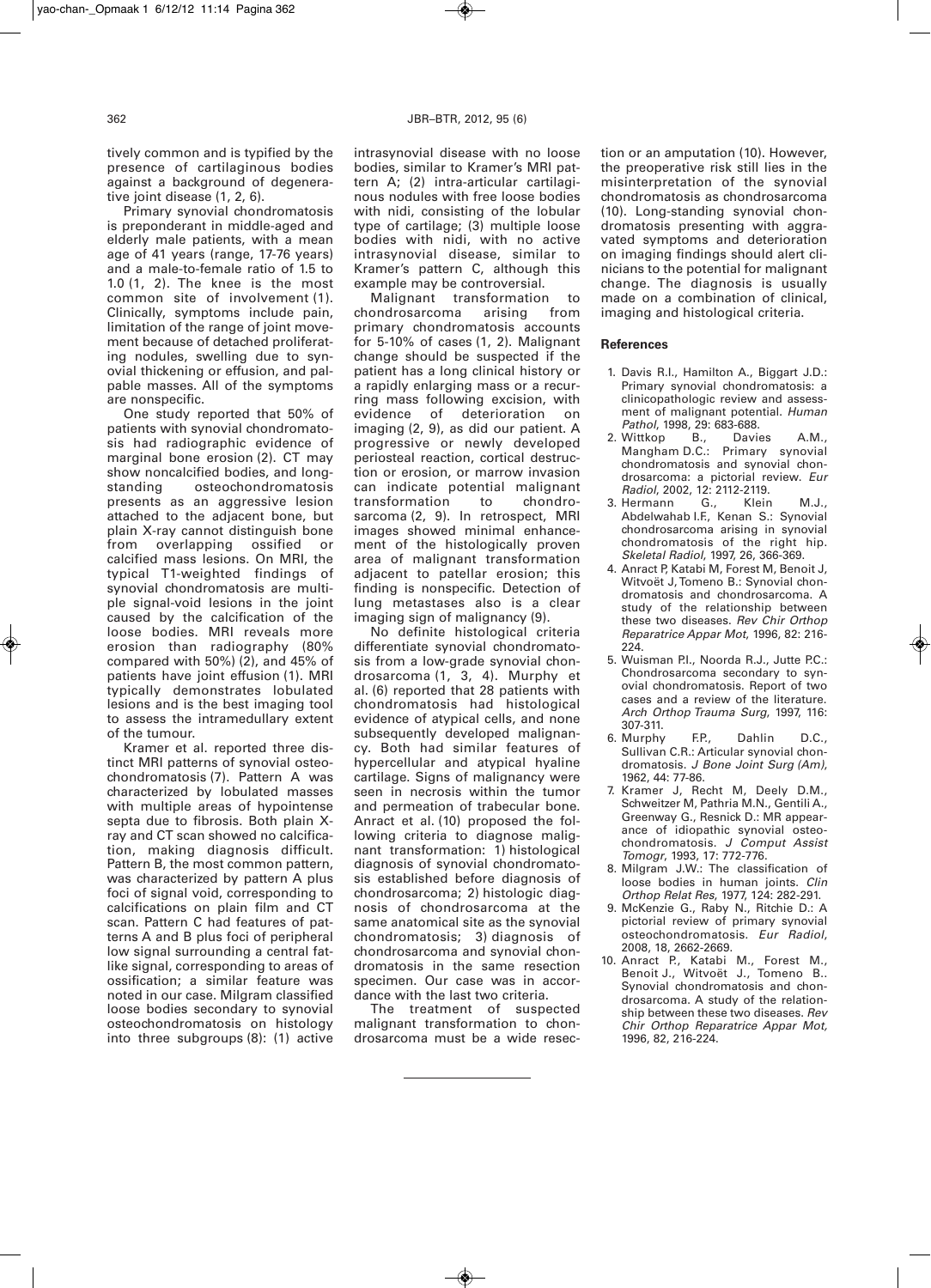tively common and is typified by the presence of cartilaginous bodies against a background of degenerative joint disease (1, 2, 6).

Primary synovial chondromatosis is preponderant in middle-aged and elderly male patients, with a mean age of 41 years (range, 17-76 years) and a male-to-female ratio of 1.5 to 1.0 (1, 2). The knee is the most common site of involvement (1). Clinically, symptoms include pain, limitation of the range of joint movement because of detached proliferating nodules, swelling due to synovial thickening or effusion, and palpable masses. All of the symptoms are nonspecific.

One study reported that 50% of patients with synovial chondromatosis had radiographic evidence of marginal bone erosion (2). CT may show noncalcified bodies, and long-standing osteochondromatosis presents as an aggressive lesion attached to the adjacent bone, but plain X-ray cannot distinguish bone from overlapping ossified or calcified mass lesions. On MRI, the typical T1-weighted findings of synovial chondromatosis are multiple signal-void lesions in the joint caused by the calcification of the loose bodies. MRI reveals more erosion than radiography (80% compared with 50%) (2), and 45% of patients have joint effusion (1). MRI typically demonstrates lobulated lesions and is the best imaging tool to assess the intramedullary extent of the tumour.

Kramer et al. reported three distinct MRI patterns of synovial osteochondromatosis (7). Pattern A was characterized by lobulated masses with multiple areas of hypointense septa due to fibrosis. Both plain X-ray and CT scan showed no calcification, making diagnosis difficult. Pattern B, the most common pattern, was characterized by pattern A plus foci of signal void, corresponding to calcifications on plain film and CT scan. Pattern C had features of patterns A and B plus foci of peripheral low signal surrounding a central fat-like signal, corresponding to areas of ossification; a similar feature was noted in our case. Milgram classified loose bodies secondary to synovial osteochondromatosis on histology into three subgroups (8): (1) active intrasynovial disease with no loose bodies, similar to Kramer's MRI pattern A; (2) intra-articular cartilaginous nodules with free loose bodies with nidi, consisting of the lobular type of cartilage; (3) multiple loose bodies with nidi, with no active intrasynovial disease, similar to Kramer's pattern C, although this example may be controversial.

Malignant transformation to chondrosarcoma arising from primary chondromatosis accounts for 5-10% of cases (1, 2). Malignant change should be suspected if the patient has a long clinical history or a rapidly enlarging mass or a recurring mass following excision, with evidence of deterioration on imaging (2, 9), as did our patient. A progressive or newly developed periosteal reaction, cortical destruction or erosion, or marrow invasion can indicate potential malignant transformation to chondrosarcoma (2, 9). In retrospect, MRI images showed minimal enhancement of the histologically proven area of malignant transformation adjacent to patellar erosion; this finding is nonspecific. Detection of lung metastases also is a clear imaging sign of malignancy (9).

No definite histological criteria differentiate synovial chondromatosis from a low-grade synovial chondrosarcoma (1, 3, 4). Murphy et al. (6) reported that 28 patients with chondromatosis had histological evidence of atypical cells, and none subsequently developed malignancy. Both had similar features of hypercellular and atypical hyaline cartilage. Signs of malignancy were seen in necrosis within the tumor and permeation of trabecular bone. Anract et al. (10) proposed the following criteria to diagnose malignant transformation: 1) histological diagnosis of synovial chondromatosis established before diagnosis of chondrosarcoma; 2) histologic diagnosis of chondrosarcoma at the same anatomical site as the synovial chondromatosis; 3) diagnosis of chondrosarcoma and synovial chondromatosis in the same resection specimen. Our case was in accordance with the last two criteria.

The treatment of suspected malignant transformation to chondrosarcoma must be a wide resection or an amputation (10). However, the preoperative risk still lies in the misinterpretation of the synovial chondromatosis as chondrosarcoma (10). Long-standing synovial chondromatosis presenting with aggravated symptoms and deterioration on imaging findings should alert clinicians to the potential for malignant change. The diagnosis is usually made on a combination of clinical, imaging and histological criteria.

## References

1. Davis R.I., Hamilton A., Biggart J.D.: Primary synovial chondromatosis: a clinicopathologic review and assessment of malignant potential. *Human Pathol*, 1998, 29: 683-688.
2. Wittkop B., Davies A.M., Mangham D.C.: Primary synovial chondromatosis and synovial chondrosarcoma: a pictorial review. *Eur Radiol*, 2002, 12: 2112-2119.
3. Hermann G., Klein M.J., Abdelwahab I.F., Kenan S.: Synovial chondrosarcoma arising in synovial chondromatosis of the right hip. *Skeletal Radiol*, 1997, 26, 366-369.
4. Anract P, Katabi M, Forest M, Benoit J, Witvoët J, Tomeno B.: Synovial chondromatosis and chondrosarcoma. A study of the relationship between these two diseases. *Rev Chir Orthop Reparatrice Appar Mot*, 1996, 82: 216-224.
5. Wuisman P.I., Noorda R.J., Jutte P.C.: Chondrosarcoma secondary to synovial chondromatosis. Report of two cases and a review of the literature. *Arch Orthop Trauma Surg*, 1997, 116: 307-311.
6. Murphy F.P., Dahlin D.C., Sullivan C.R.: Articular synovial chondromatosis. *J Bone Joint Surg (Am)*, 1962, 44: 77-86.
7. Kramer J, Recht M, Deely D.M., Schweitzer M, Pathria M.N., Gentili A., Greenway G., Resnick D.: MR appearance of idiopathic synovial osteochondromatosis. *J Comput Assist Tomogr*, 1993, 17: 772-776.
8. Milgram J.W.: The classification of loose bodies in human joints. *Clin Orthop Relat Res*, 1977, 124: 282-291.
9. McKenzie G., Raby N., Ritchie D.: A pictorial review of primary synovial osteochondromatosis. *Eur Radiol*, 2008, 18, 2662-2669.
10. Anract P., Katabi M., Forest M., Benoit J., Witvoët J., Tomeno B.. Synovial chondromatosis and chondrosarcoma. A study of the relationship between these two diseases. *Rev Chir Orthop Reparatrice Appar Mot*, 1996, 82, 216-224.